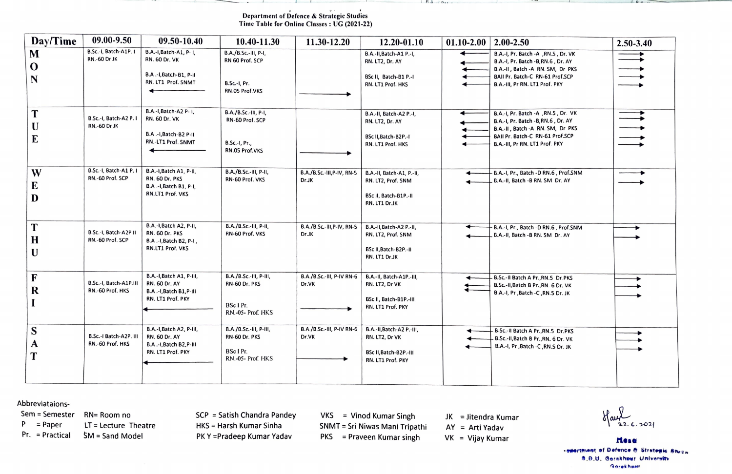Department of Defence & Strategic Studies
Time Table for Online Classes : UG (2021-22)

| Day/Time | 09.00-9.50 | 09.50-10.40 | 10.40-11.30 | 11.30-12.20 | 12.20-01.10 | 01.10-2.00 | 2.00-2.50 | 2.50-3.40 |
|---|---|---|---|---|---|---|---|---|
| MON | B.Sc.-I, Batch-A1P. I RN.-60 Dr JK | B.A.-I,Batch-A1, P- I, RN. 60 Dr. VK<br>B.A .-I,Batch-B1, P-II RN. LT1 Prof. SNMT ← | B.A./B.Sc.-III, P-I, RN 60 Prof. SCP<br>B.Sc.-I, Pr. RN.05 Prof.VKS | → | B.A.-II,Batch-A1 P.-I, RN. LT2, Dr. AY<br>BSc II, Batch-B1 P.-I RN. LT1 Prof. HKS | ← | B.A.-I, Pr. Batch -A ,RN.5 , Dr. VK<br>B.A.-I, Pr. Batch -B,RN.6 , Dr. AY<br>B.A.-II , Batch -A RN. SM, Dr PKS<br>BAII Pr. Batch-C RN-61 Prof.SCP<br>B.A.-III, Pr RN. LT1 Prof. PKY | → |
| TUE | B.Sc.-I, Batch-A2 P. I RN.-60 Dr JK | B.A.-I,Batch-A2 P- I, RN. 60 Dr. VK<br>B.A .-I,Batch-B2 P-II RN.-LT1 Prof. SNMT ← | B.A./B.Sc.-III, P-I, RN-60 Prof. SCP<br>B.Sc.-I, Pr., RN.05 Prof.VKS | → | B.A.-II, Batch-A2 P.-I, RN. LT2, Dr. AY<br>BSc II,Batch-B2P.-I RN. LT1 Prof. HKS | ← | B.A.-I, Pr. Batch -A ,RN.5 , Dr. VK<br>B.A.-I, Pr. Batch -B,RN.6 , Dr. AY<br>B.A.-II , Batch -A RN. SM, Dr PKS<br>BAII Pr. Batch-C RN-61 Prof.SCP<br>B.A.-III, Pr RN. LT1 Prof. PKY | → |
| WED | B.Sc.-I, Batch-A1 P. I RN.-60 Prof. SCP | B.A.-I,Batch A1, P-II, RN. 60 Dr. PKS<br>B.A .-I,Batch B1, P-I, RN.LT1 Prof. VKS | B.A./B.Sc.-III, P-II, RN-60 Prof. VKS | B.A./B.Sc.-III,P-IV, RN-5 Dr.JK | B.A.-II, Batch-A1, P.-II, RN. LT2, Prof. SNM<br>BSc II, Batch-B1P.-II RN. LT1 Dr.JK | ← | B.A.-I, Pr., Batch -D RN.6 , Prof.SNM<br>B.A.-II, Batch -B RN. SM Dr. AY | → |
| THU | B.Sc.-I, Batch-A2P II RN.-60 Prof. SCP | B.A.-I,Batch A2, P-II, RN. 60 Dr. PKS<br>B.A .-I,Batch B2, P-I , RN.LT1 Prof. VKS | B.A./B.Sc.-III, P-II, RN-60 Prof. VKS | B.A./B.Sc.-III,P-IV, RN-5 Dr.JK | B.A.-II,Batch-A2 P.-II, RN. LT2, Prof. SNM<br>BSc II,Batch-B2P.-II RN. LT1 Dr.JK | ← | B.A.-I, Pr., Batch -D RN.6 , Prof.SNM<br>B.A.-II, Batch -B RN. SM Dr. AY | |
| FRI | B.Sc.-I, Batch-A1P.III RN.-60 Prof. HKS | B.A.-I,Batch A1, P-III, RN. 60 Dr. AY<br>B.A .-I,Batch B1,P-III RN. LT1 Prof. PKY ← | B.A./B.Sc.-III, P-III, RN-60 Dr. PKS<br>BSc I Pr. RN.-05- Prof. HKS | B.A./B.Sc.-III, P-IV RN-6 Dr.VK → | B.A.-II, Batch-A1P.-III, RN. LT2, Dr VK<br>BSc II, Batch-B1P.-III RN. LT1 Prof. PKY | ← | B.Sc.-II Batch A Pr.,RN.5 Dr.PKS<br>B.Sc.-II,Batch B Pr.,RN. 6 Dr. VK<br>B.A.-I, Pr ,Batch -C ,RN.5 Dr. JK | → |
| SAT | B.Sc.-I Batch-A2P. III RN.-60 Prof. HKS | B.A.-I,Batch A2, P-III, RN. 60 Dr. AY<br>B.A .-I,Batch B2,P-III RN. LT1 Prof. PKY ← | B.A./B.Sc.-III, P-III, RN-60 Dr. PKS<br>BSc I Pr. RN.-05- Prof. HKS | B.A /B.Sc.-III, P-IV RN-6 Dr.VK → | B.A.-II,Batch-A2 P.-III, RN. LT2, Dr VK<br>BSc II,Batch-B2P.-III RN. LT1 Prof. PKY | ← | B.Sc.-II Batch A Pr.,RN.5 Dr.PKS<br>B.Sc.-II,Batch B Pr.,RN. 6 Dr. VK<br>B.A.-I, Pr ,Batch -C ,RN.5 Dr. JK | → |

Abbreviataions-

| | | | |
|---|---|---|---|
| Sem = Semester | RN= Room no | SCP = Satish Chandra Pandey | VKS = Vinod Kumar Singh | JK = Jitendra Kumar |
| P = Paper | LT = Lecture Theatre | HKS = Harsh Kumar Sinha | SNMT = Sri Niwas Mani Tripathi | AY = Arti Yadav |
| Pr. = Practical | SM = Sand Model | PK Y =Pradeep Kumar Yadav | PKS = Praveen Kumar singh | VK = Vijay Kumar |

22.6.2021

Head
Department of Defence & Strategic Studies
D.D.U. Gorakhpur University
Gorakhpur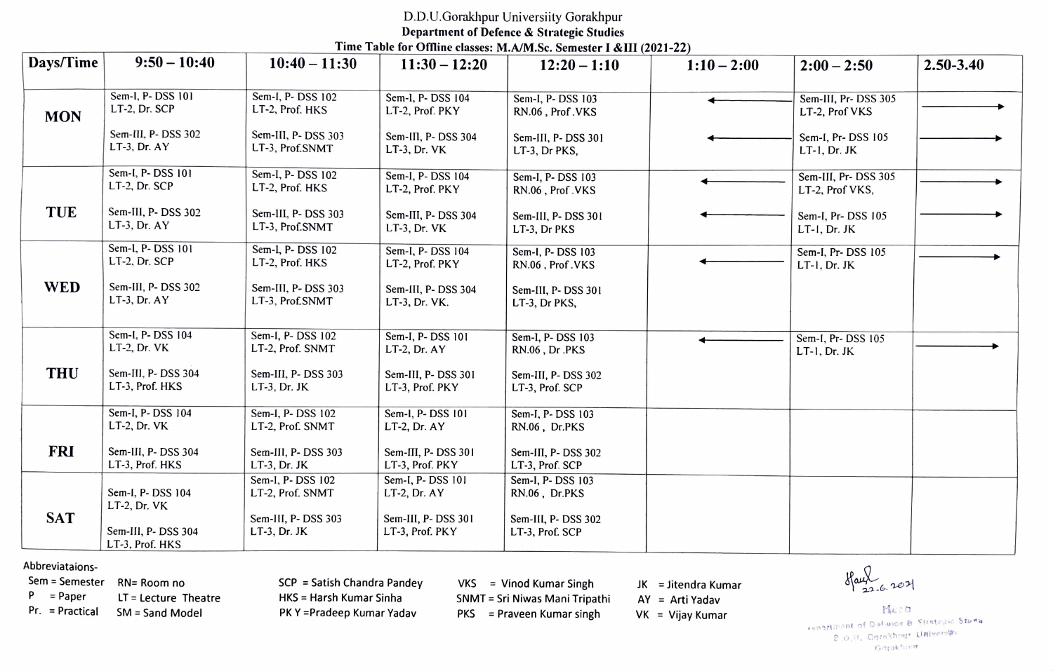D.D.U.Gorakhpur Universiity Gorakhpur

**Department of Defence & Strategic Studies**

**Time Table for Offline classes: M.A/M.Sc. Semester I &III (2021-22)**

| Days/Time | 9:50 – 10:40 | 10:40 – 11:30 | 11:30 – 12:20 | 12:20 – 1:10 | 1:10 – 2:00 | 2:00 – 2:50 | 2.50-3.40 |
|---|---|---|---|---|---|---|---|
| MON | Sem-I, P- DSS 101 LT-2, Dr. SCP<br>Sem-III, P- DSS 302 LT-3, Dr. AY | Sem-I, P- DSS 102 LT-2, Prof. HKS<br>Sem-III, P- DSS 303 LT-3, Prof.SNMT | Sem-I, P- DSS 104 LT-2, Prof. PKY<br>Sem-III, P- DSS 304 LT-3, Dr. VK | Sem-I, P- DSS 103 RN.06 , Prof .VKS<br>Sem-III, P- DSS 301 LT-3, Dr PKS, | ←<br>← | Sem-III, Pr- DSS 305 LT-2, Prof VKS<br>Sem-I, Pr- DSS 105 LT-1, Dr. JK | →<br>→ |
| TUE | Sem-I, P- DSS 101 LT-2, Dr. SCP<br>Sem-III, P- DSS 302 LT-3, Dr. AY | Sem-I, P- DSS 102 LT-2, Prof. HKS<br>Sem-III, P- DSS 303 LT-3, Prof.SNMT | Sem-I, P- DSS 104 LT-2, Prof. PKY<br>Sem-III, P- DSS 304 LT-3, Dr. VK | Sem-I, P- DSS 103 RN.06 , Prof .VKS<br>Sem-III, P- DSS 301 LT-3, Dr PKS | ←<br>← | Sem-III, Pr- DSS 305 LT-2, Prof VKS,<br>Sem-I, Pr- DSS 105 LT-1, Dr. JK | →<br>→ |
| WED | Sem-I, P- DSS 101 LT-2, Dr. SCP<br>Sem-III, P- DSS 302 LT-3, Dr. AY | Sem-I, P- DSS 102 LT-2, Prof. HKS<br>Sem-III, P- DSS 303 LT-3, Prof.SNMT | Sem-I, P- DSS 104 LT-2, Prof. PKY<br>Sem-III, P- DSS 304 LT-3, Dr. VK. | Sem-I, P- DSS 103 RN.06 , Prof .VKS<br>Sem-III, P- DSS 301 LT-3, Dr PKS, | ← | Sem-I, Pr- DSS 105 LT-1, Dr. JK | → |
| THU | Sem-I, P- DSS 104 LT-2, Dr. VK<br>Sem-III, P- DSS 304 LT-3, Prof. HKS | Sem-I, P- DSS 102 LT-2, Prof. SNMT<br>Sem-III, P- DSS 303 LT-3, Dr. JK | Sem-I, P- DSS 101 LT-2, Dr. AY<br>Sem-III, P- DSS 301 LT-3, Prof. PKY | Sem-I, P- DSS 103 RN.06 , Dr .PKS<br>Sem-III, P- DSS 302 LT-3, Prof. SCP | ← | Sem-I, Pr- DSS 105 LT-1, Dr. JK | → |
| FRI | Sem-I, P- DSS 104 LT-2, Dr. VK<br>Sem-III, P- DSS 304 LT-3, Prof. HKS | Sem-I, P- DSS 102 LT-2, Prof. SNMT<br>Sem-III, P- DSS 303 LT-3, Dr. JK | Sem-I, P- DSS 101 LT-2, Dr. AY<br>Sem-III, P- DSS 301 LT-3, Prof. PKY | Sem-I, P- DSS 103 RN.06 , Dr.PKS<br>Sem-III, P- DSS 302 LT-3, Prof. SCP | | | |
| SAT | Sem-I, P- DSS 104 LT-2, Dr. VK<br>Sem-III, P- DSS 304 LT-3, Prof. HKS | Sem-I, P- DSS 102 LT-2, Prof. SNMT<br>Sem-III, P- DSS 303 LT-3, Dr. JK | Sem-I, P- DSS 101 LT-2, Dr. AY<br>Sem-III, P- DSS 301 LT-3, Prof. PKY | Sem-I, P- DSS 103 RN.06 , Dr.PKS<br>Sem-III, P- DSS 302 LT-3, Prof. SCP | | | |

Abbreviataions-

| | | | | |
|---|---|---|---|---|
| Sem = Semester | RN= Room no | SCP = Satish Chandra Pandey | VKS = Vinod Kumar Singh | JK = Jitendra Kumar |
| P = Paper | LT = Lecture Theatre | HKS = Harsh Kumar Sinha | SNMT = Sri Niwas Mani Tripathi | AY = Arti Yadav |
| Pr. = Practical | SM = Sand Model | PK Y =Pradeep Kumar Yadav | PKS = Praveen Kumar singh | VK = Vijay Kumar |

22-6-2021

Head

Department of Defence & Strategic Studies

D.D.U. Gorakhpur University

Gorakhpur